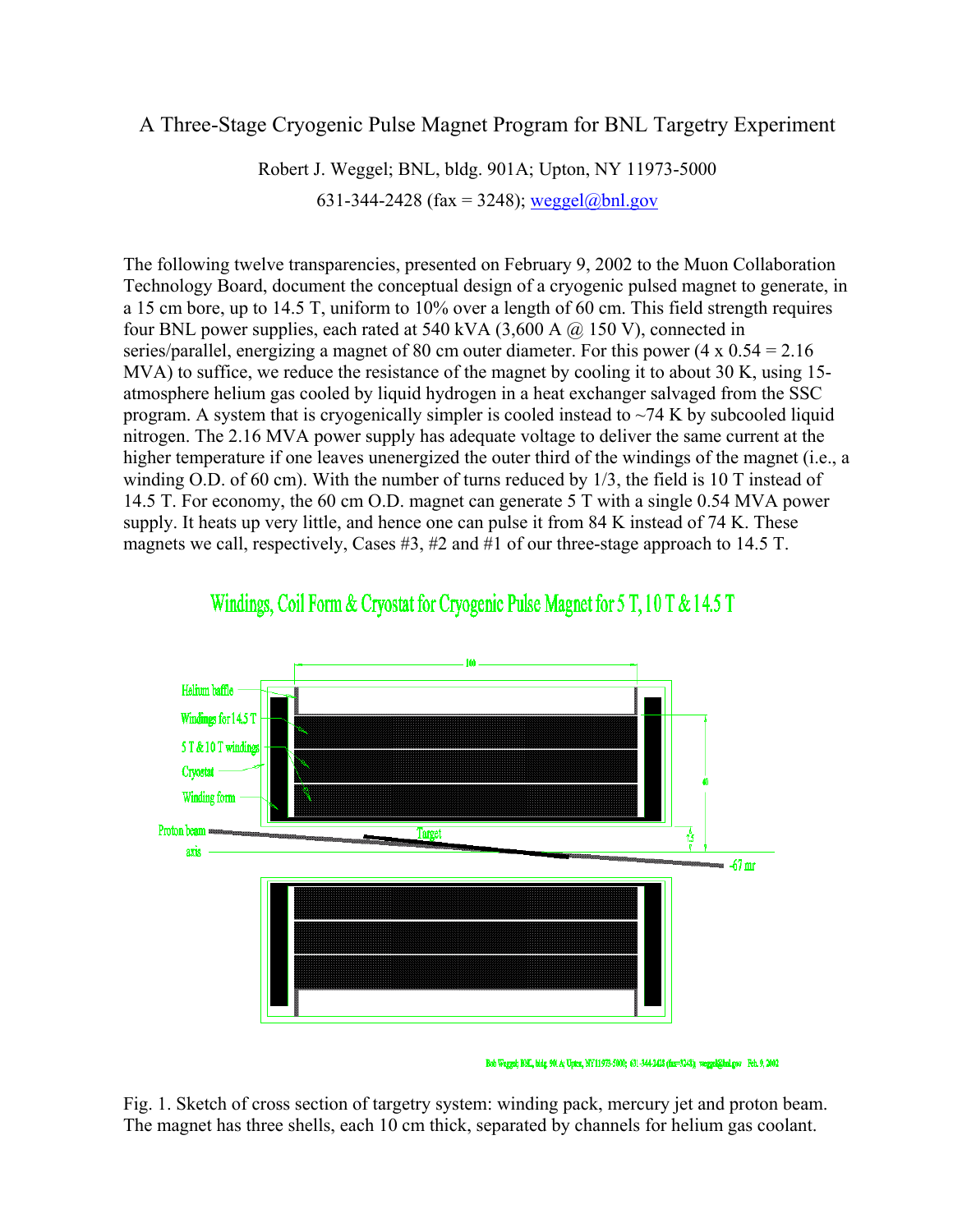# A Three-Stage Cryogenic Pulse Magnet Program for BNL Targetry Experiment

Robert J. Weggel; BNL, bldg. 901A; Upton, NY 11973-5000

631-344-2428 (fax = 3248); weggel@bnl.gov

The following twelve transparencies, presented on February 9, 2002 to the Muon Collaboration Technology Board, document the conceptual design of a cryogenic pulsed magnet to generate, in a 15 cm bore, up to 14.5 T, uniform to 10% over a length of 60 cm. This field strength requires four BNL power supplies, each rated at 540 kVA (3,600 A @ 150 V), connected in series/parallel, energizing a magnet of 80 cm outer diameter. For this power (4 x 0.54 = 2.16 MVA) to suffice, we reduce the resistance of the magnet by cooling it to about 30 K, using 15-atmosphere helium gas cooled by liquid hydrogen in a heat exchanger salvaged from the SSC program. A system that is cryogenically simpler is cooled instead to ~74 K by subcooled liquid nitrogen. The 2.16 MVA power supply has adequate voltage to deliver the same current at the higher temperature if one leaves unenergized the outer third of the windings of the magnet (i.e., a winding O.D. of 60 cm). With the number of turns reduced by 1/3, the field is 10 T instead of 14.5 T. For economy, the 60 cm O.D. magnet can generate 5 T with a single 0.54 MVA power supply. It heats up very little, and hence one can pulse it from 84 K instead of 74 K. These magnets we call, respectively, Cases #3, #2 and #1 of our three-stage approach to 14.5 T.

Windings, Coil Form & Cryostat for Cryogenic Pulse Magnet for 5 T, 10 T & 14.5 T

Helium baffle

Windings for 14.5 T

5 T & 10 T windings

Cryostat

Winding form

Proton beam

axis

Target

100

40

7.5

-67 mr

Bob Weggel; BNL, bldg. 901A; Upton, NY 11973-5000; 631-344-2428 (fax=3248); weggel@bnl.gov Feb. 9, 2002

Fig. 1. Sketch of cross section of targetry system: winding pack, mercury jet and proton beam. The magnet has three shells, each 10 cm thick, separated by channels for helium gas coolant.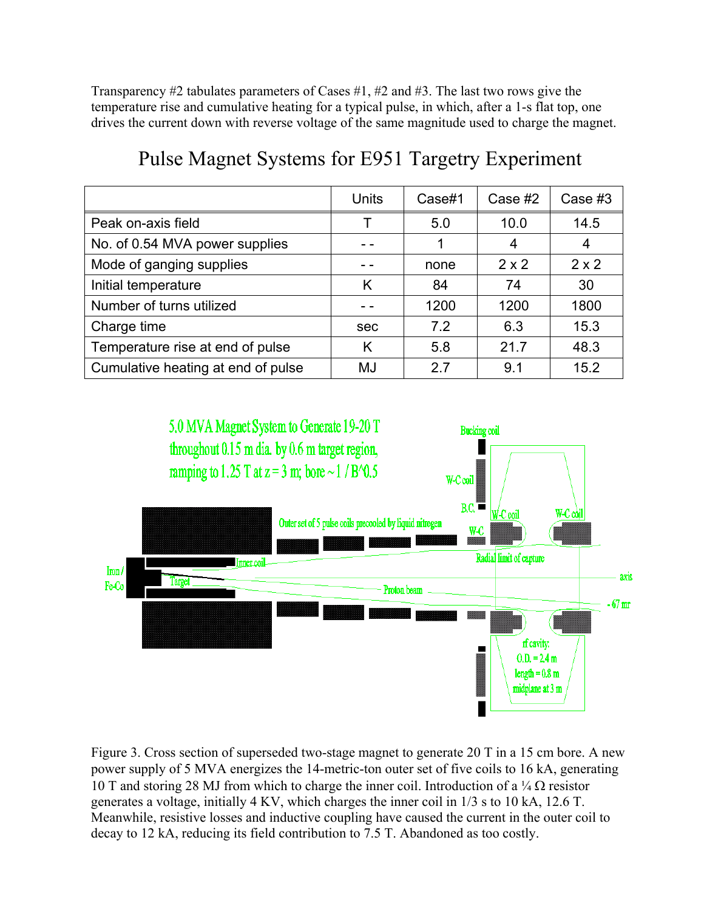Transparency #2 tabulates parameters of Cases #1, #2 and #3. The last two rows give the temperature rise and cumulative heating for a typical pulse, in which, after a 1-s flat top, one drives the current down with reverse voltage of the same magnitude used to charge the magnet.

## Pulse Magnet Systems for E951 Targetry Experiment

| | Units | Case#1 | Case #2 | Case #3 |
|---|---|---|---|---|
| Peak on-axis field | T | 5.0 | 10.0 | 14.5 |
| No. of 0.54 MVA power supplies | - - | 1 | 4 | 4 |
| Mode of ganging supplies | - - | none | 2 x 2 | 2 x 2 |
| Initial temperature | K | 84 | 74 | 30 |
| Number of turns utilized | - - | 1200 | 1200 | 1800 |
| Charge time | sec | 7.2 | 6.3 | 15.3 |
| Temperature rise at end of pulse | K | 5.8 | 21.7 | 48.3 |
| Cumulative heating at end of pulse | MJ | 2.7 | 9.1 | 15.2 |

5.0 MVA Magnet System to Generate 19-20 T throughout 0.15 m dia. by 0.6 m target region, ramping to 1.25 T at z = 3 m; bore ~ 1 / B^0.5

Bucking coil

W-C coil

B.C.

W-C

W-C coil

W-C coil

Outer set of 5 pulse coils precooled by liquid nitrogen

Inner coil

Radial limit of capture

Iron / Fe-Co

Target

Proton beam

axis

- 67 mr

rf cavity: O.D. = 2.4 m length = 0.8 m midplane at 3 m

Figure 3. Cross section of superseded two-stage magnet to generate 20 T in a 15 cm bore. A new power supply of 5 MVA energizes the 14-metric-ton outer set of five coils to 16 kA, generating 10 T and storing 28 MJ from which to charge the inner coil. Introduction of a ¼ Ω resistor generates a voltage, initially 4 KV, which charges the inner coil in 1/3 s to 10 kA, 12.6 T. Meanwhile, resistive losses and inductive coupling have caused the current in the outer coil to decay to 12 kA, reducing its field contribution to 7.5 T. Abandoned as too costly.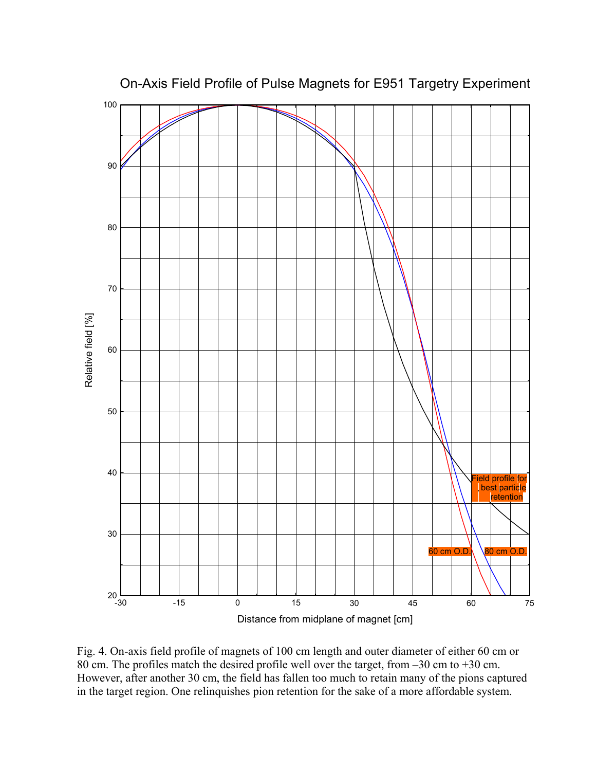Fig. 4. On-axis field profile of magnets of 100 cm length and outer diameter of either 60 cm or 80 cm. The profiles match the desired profile well over the target, from –30 cm to +30 cm. However, after another 30 cm, the field has fallen too much to retain many of the pions captured in the target region. One relinquishes pion retention for the sake of a more affordable system.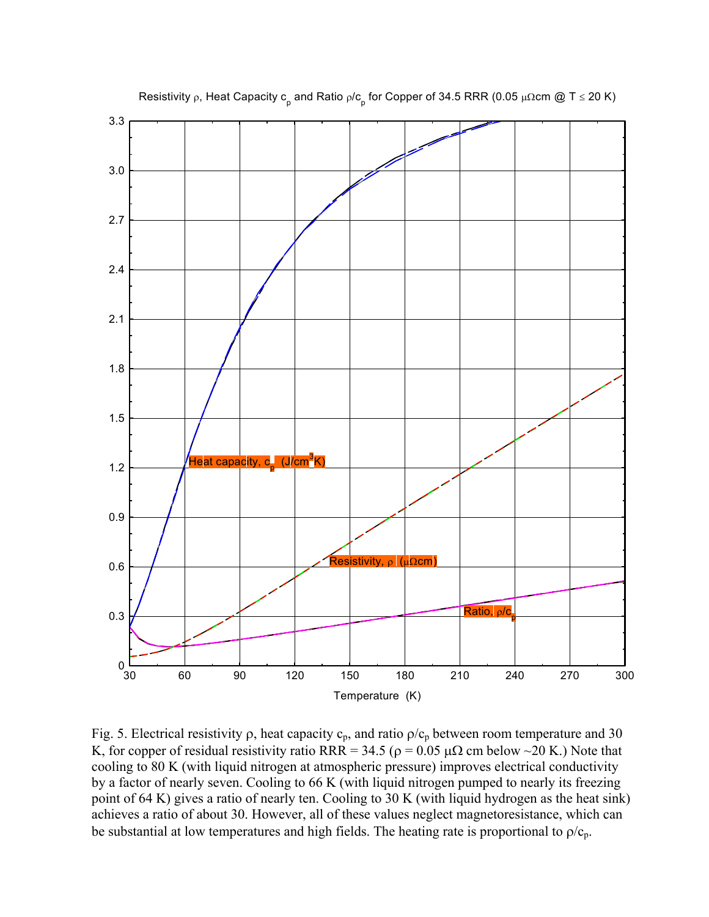Fig. 5. Electrical resistivity ρ, heat capacity $c_p$, and ratio $\rho/c_p$ between room temperature and 30 K, for copper of residual resistivity ratio RRR = 34.5 (ρ = 0.05 μΩ cm below ~20 K.) Note that cooling to 80 K (with liquid nitrogen at atmospheric pressure) improves electrical conductivity by a factor of nearly seven. Cooling to 66 K (with liquid nitrogen pumped to nearly its freezing point of 64 K) gives a ratio of nearly ten. Cooling to 30 K (with liquid hydrogen as the heat sink) achieves a ratio of about 30. However, all of these values neglect magnetoresistance, which can be substantial at low temperatures and high fields. The heating rate is proportional to $\rho/c_p$.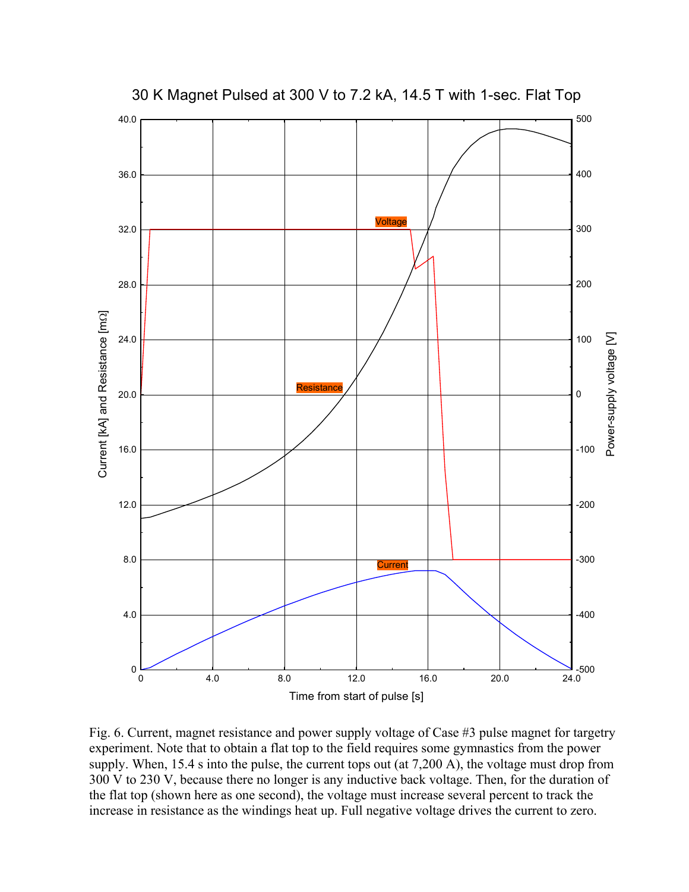Fig. 6. Current, magnet resistance and power supply voltage of Case #3 pulse magnet for targetry experiment. Note that to obtain a flat top to the field requires some gymnastics from the power supply. When, 15.4 s into the pulse, the current tops out (at 7,200 A), the voltage must drop from 300 V to 230 V, because there no longer is any inductive back voltage. Then, for the duration of the flat top (shown here as one second), the voltage must increase several percent to track the increase in resistance as the windings heat up. Full negative voltage drives the current to zero.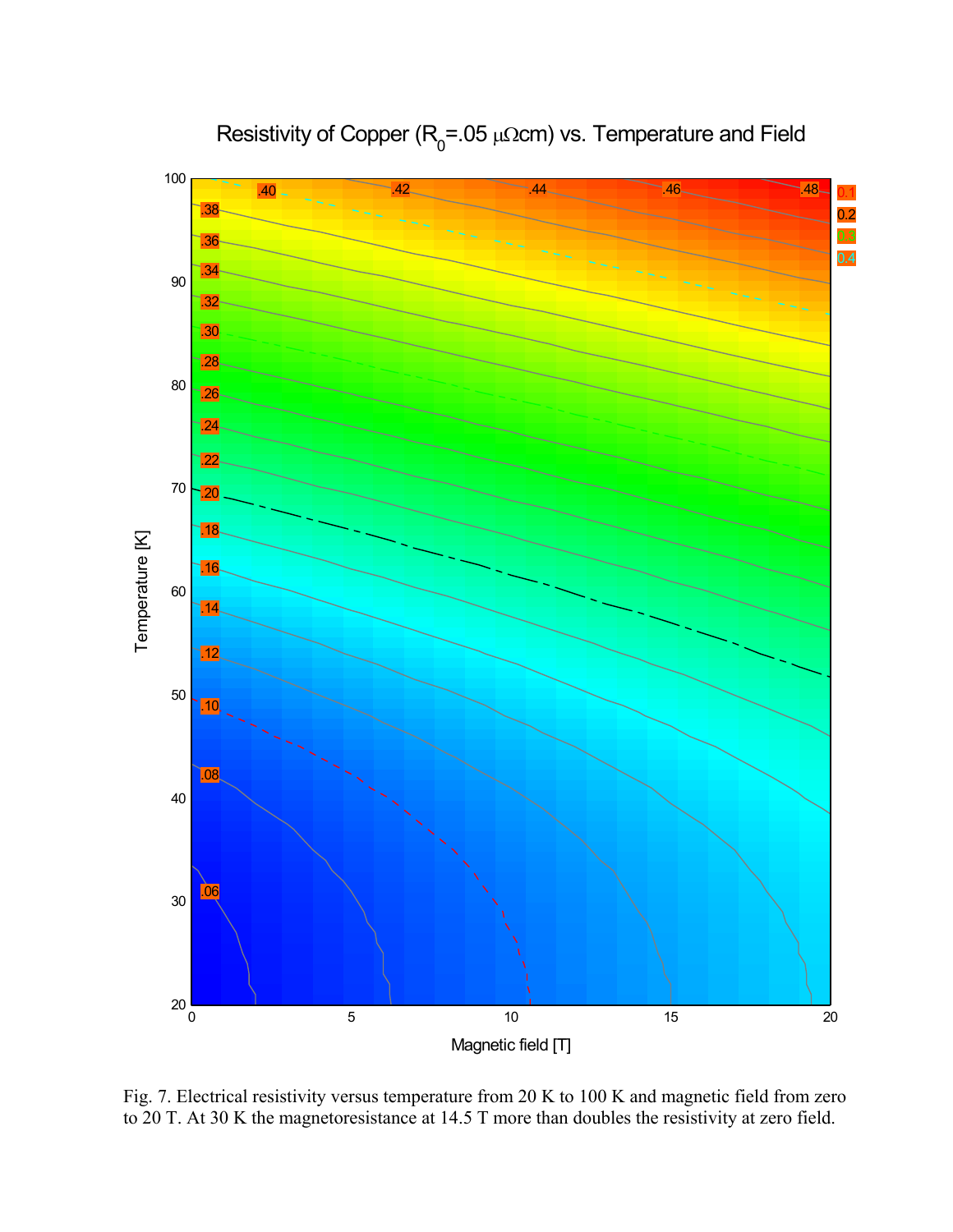Fig. 7. Electrical resistivity versus temperature from 20 K to 100 K and magnetic field from zero to 20 T. At 30 K the magnetoresistance at 14.5 T more than doubles the resistivity at zero field.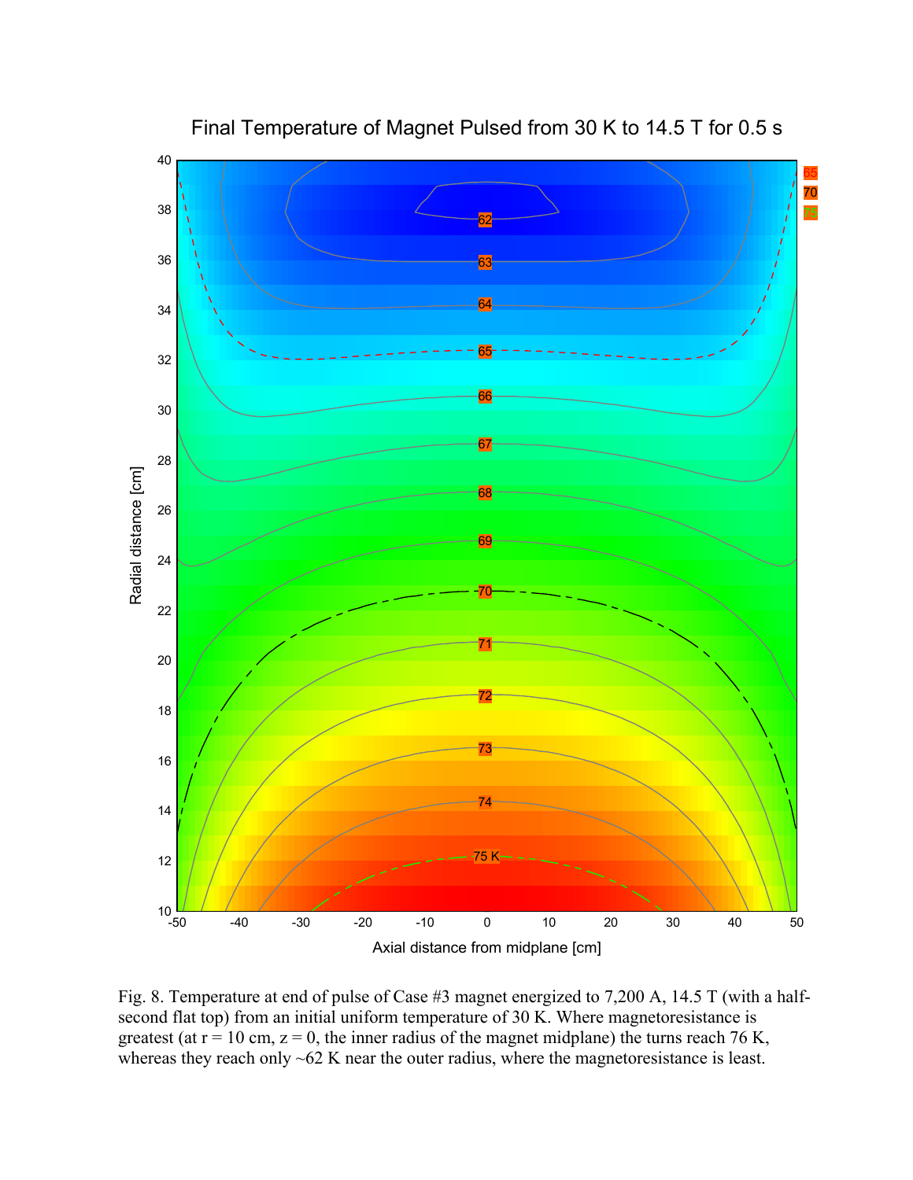Fig. 8. Temperature at end of pulse of Case #3 magnet energized to 7,200 A, 14.5 T (with a half-second flat top) from an initial uniform temperature of 30 K. Where magnetoresistance is greatest (at r = 10 cm, z = 0, the inner radius of the magnet midplane) the turns reach 76 K, whereas they reach only ~62 K near the outer radius, where the magnetoresistance is least.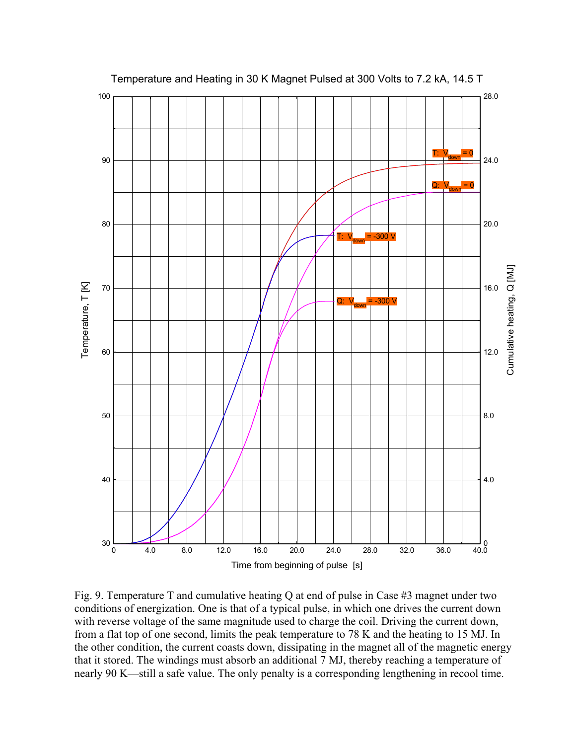Fig. 9. Temperature T and cumulative heating Q at end of pulse in Case #3 magnet under two conditions of energization. One is that of a typical pulse, in which one drives the current down with reverse voltage of the same magnitude used to charge the coil. Driving the current down, from a flat top of one second, limits the peak temperature to 78 K and the heating to 15 MJ. In the other condition, the current coasts down, dissipating in the magnet all of the magnetic energy that it stored. The windings must absorb an additional 7 MJ, thereby reaching a temperature of nearly 90 K—still a safe value. The only penalty is a corresponding lengthening in recool time.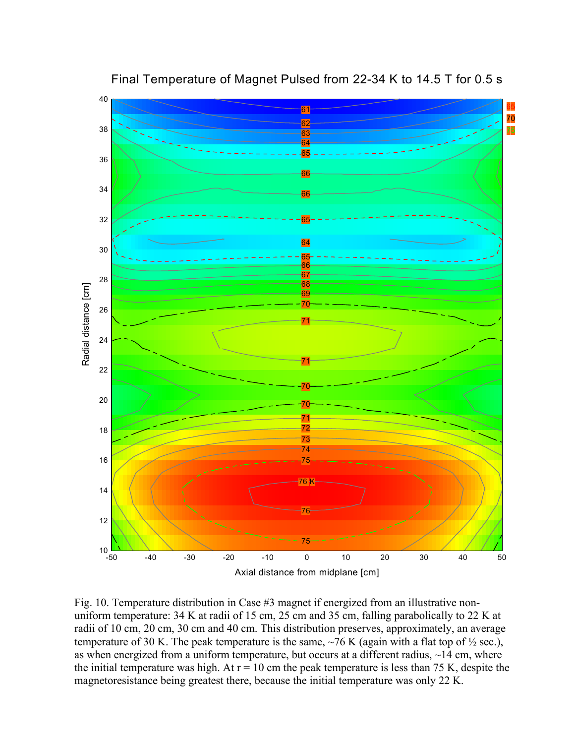Final Temperature of Magnet Pulsed from 22-34 K to 14.5 T for 0.5 s

Fig. 10. Temperature distribution in Case #3 magnet if energized from an illustrative non-uniform temperature: 34 K at radii of 15 cm, 25 cm and 35 cm, falling parabolically to 22 K at radii of 10 cm, 20 cm, 30 cm and 40 cm. This distribution preserves, approximately, an average temperature of 30 K. The peak temperature is the same, ~76 K (again with a flat top of ½ sec.), as when energized from a uniform temperature, but occurs at a different radius, ~14 cm, where the initial temperature was high. At r = 10 cm the peak temperature is less than 75 K, despite the magnetoresistance being greatest there, because the initial temperature was only 22 K.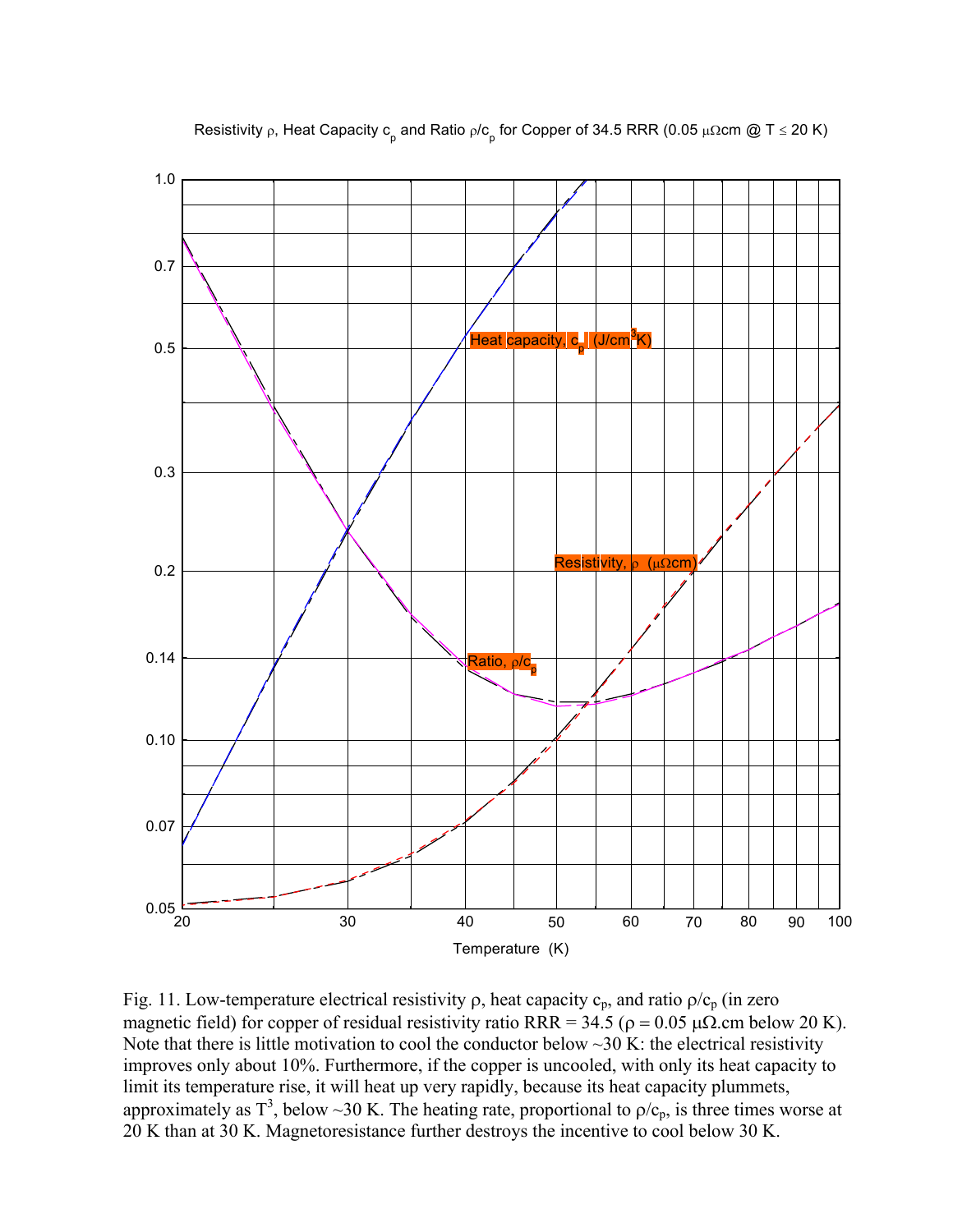Fig. 11. Low-temperature electrical resistivity ρ, heat capacity $c_p$, and ratio $\rho/c_p$ (in zero magnetic field) for copper of residual resistivity ratio RRR = 34.5 (ρ = 0.05 μΩ.cm below 20 K). Note that there is little motivation to cool the conductor below ~30 K: the electrical resistivity improves only about 10%. Furthermore, if the copper is uncooled, with only its heat capacity to limit its temperature rise, it will heat up very rapidly, because its heat capacity plummets, approximately as $T^3$, below ~30 K. The heating rate, proportional to $\rho/c_p$, is three times worse at 20 K than at 30 K. Magnetoresistance further destroys the incentive to cool below 30 K.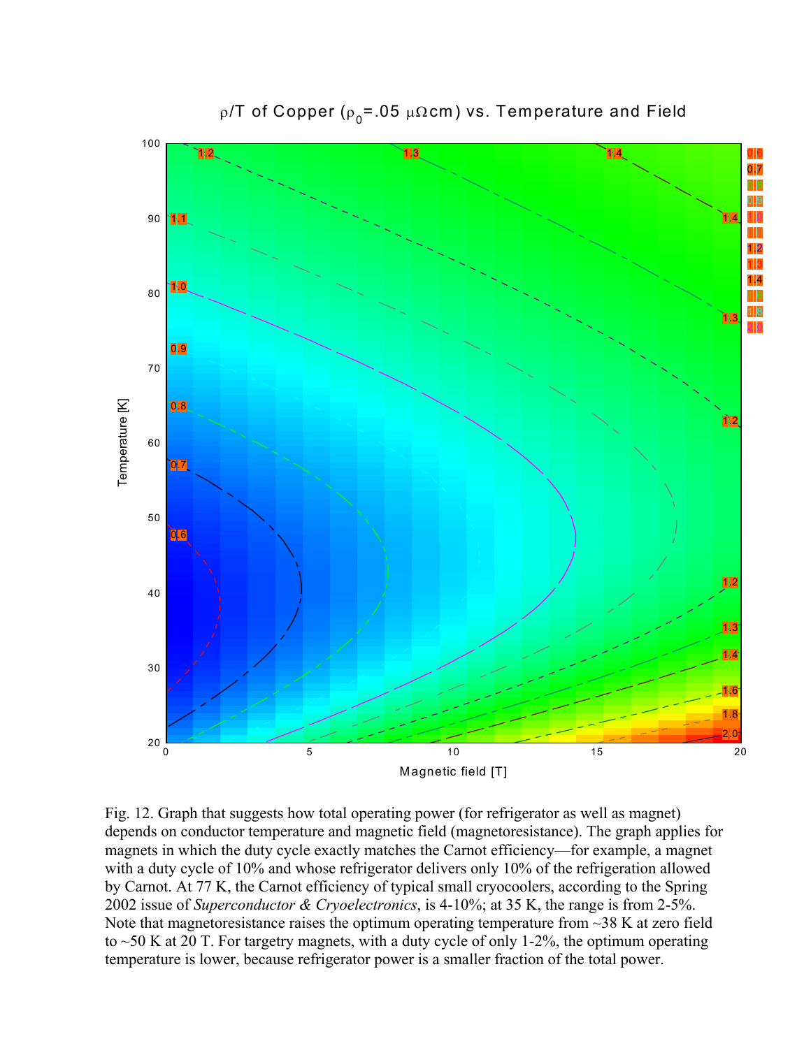ρ/T of Copper ($\rho_0$=.05 μΩcm) vs. Temperature and Field

Temperature [K]

Magnetic field [T]

100
90
80
70
60
50
40
30
20

0
5
10
15
20

1.2
1.3
1.4
1.1
1.0
0.9
0.8
0.7
0.6
1.4
1.3
1.2
1.2
1.3
1.4
1.6
1.8
2.0

0.6
0.7
0.8
0.9
1.0
1.1
1.2
1.3
1.4
1.6
1.8
2.0

Fig. 12. Graph that suggests how total operating power (for refrigerator as well as magnet) depends on conductor temperature and magnetic field (magnetoresistance). The graph applies for magnets in which the duty cycle exactly matches the Carnot efficiency—for example, a magnet with a duty cycle of 10% and whose refrigerator delivers only 10% of the refrigeration allowed by Carnot. At 77 K, the Carnot efficiency of typical small cryocoolers, according to the Spring 2002 issue of *Superconductor & Cryoelectronics*, is 4-10%; at 35 K, the range is from 2-5%. Note that magnetoresistance raises the optimum operating temperature from ~38 K at zero field to ~50 K at 20 T. For targetry magnets, with a duty cycle of only 1-2%, the optimum operating temperature is lower, because refrigerator power is a smaller fraction of the total power.